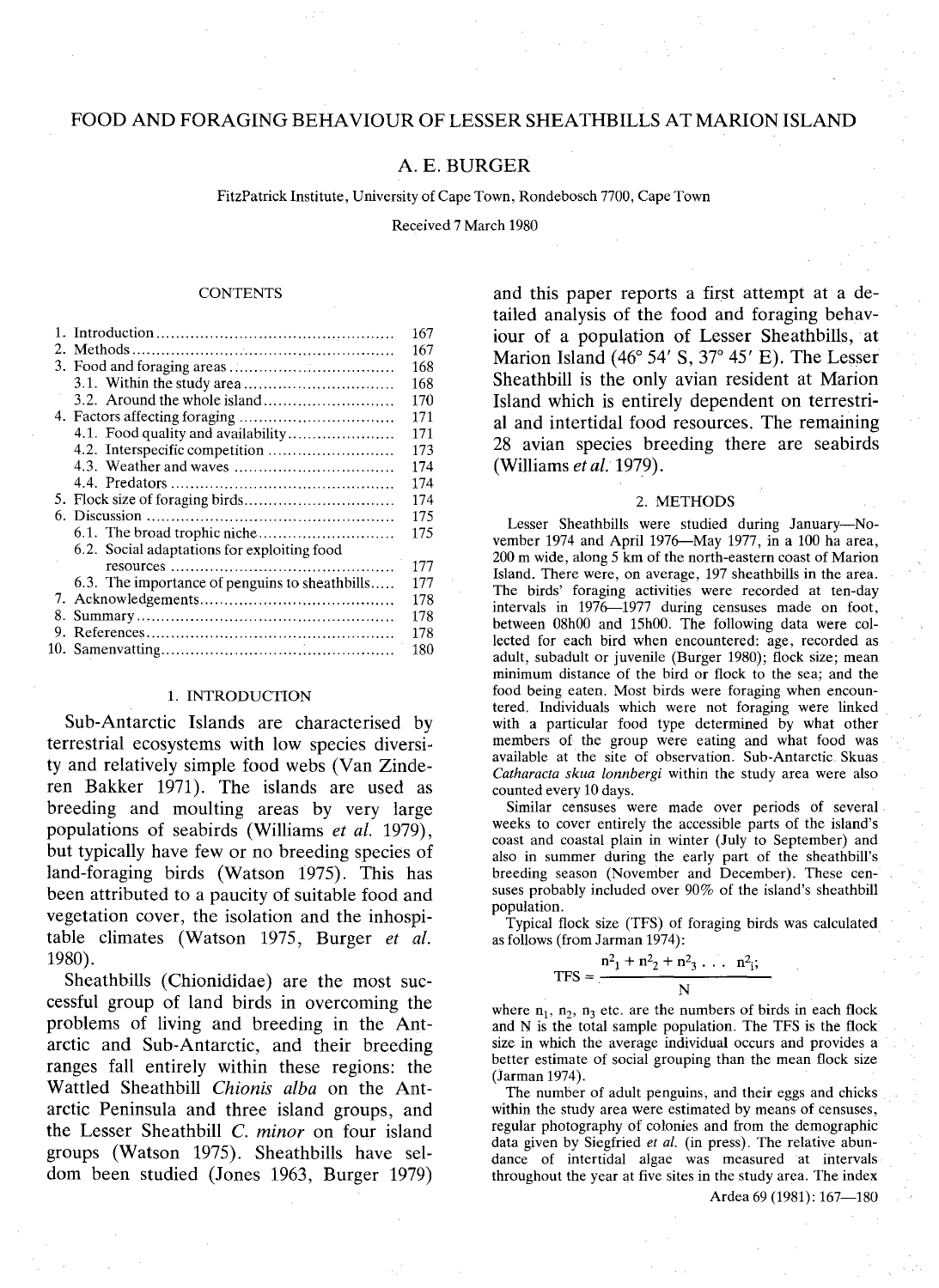# FOOD AND FORAGING BEHAVIOUR OF LESSER SHEATHBILLS AT MARION ISLAND

A. E. BURGER

FitzPatrick Institute, University of Cape Town, Rondebosch 7700, Cape Town

Received 7 March 1980

## CONTENTS

| | |
|---|---|
| 1. Introduction | 167 |
| 2. Methods | 167 |
| 3. Food and foraging areas | 168 |
| 3.1. Within the study area | 168 |
| 3.2. Around the whole island | 170 |
| 4. Factors affecting foraging | 171 |
| 4.1. Food quality and availability | 171 |
| 4.2. Interspecific competition | 173 |
| 4.3. Weather and waves | 174 |
| 4.4. Predators | 174 |
| 5. Flock size of foraging birds | 174 |
| 6. Discussion | 175 |
| 6.1. The broad trophic niche | 175 |
| 6.2. Social adaptations for exploiting food resources | 177 |
| 6.3. The importance of penguins to sheathbills | 177 |
| 7. Acknowledgements | 178 |
| 8. Summary | 178 |
| 9. References | 178 |
| 10. Samenvatting | 180 |

## 1. INTRODUCTION

Sub-Antarctic Islands are characterised by terrestrial ecosystems with low species diversity and relatively simple food webs (Van Zinderen Bakker 1971). The islands are used as breeding and moulting areas by very large populations of seabirds (Williams *et al.* 1979), but typically have few or no breeding species of land-foraging birds (Watson 1975). This has been attributed to a paucity of suitable food and vegetation cover, the isolation and the inhospitable climates (Watson 1975, Burger *et al.* 1980).

Sheathbills (Chionididae) are the most successful group of land birds in overcoming the problems of living and breeding in the Antarctic and Sub-Antarctic, and their breeding ranges fall entirely within these regions: the Wattled Sheathbill *Chionis alba* on the Antarctic Peninsula and three island groups, and the Lesser Sheathbill *C. minor* on four island groups (Watson 1975). Sheathbills have seldom been studied (Jones 1963, Burger 1979) and this paper reports a first attempt at a detailed analysis of the food and foraging behaviour of a population of Lesser Sheathbills, at Marion Island (46° 54′ S, 37° 45′ E). The Lesser Sheathbill is the only avian resident at Marion Island which is entirely dependent on terrestrial and intertidal food resources. The remaining 28 avian species breeding there are seabirds (Williams *et al.* 1979).

## 2. METHODS

Lesser Sheathbills were studied during January—November 1974 and April 1976—May 1977, in a 100 ha area, 200 m wide, along 5 km of the north-eastern coast of Marion Island. There were, on average, 197 sheathbills in the area. The birds' foraging activities were recorded at ten-day intervals in 1976—1977 during censuses made on foot, between 08h00 and 15h00. The following data were collected for each bird when encountered: age, recorded as adult, subadult or juvenile (Burger 1980); flock size; mean minimum distance of the bird or flock to the sea; and the food being eaten. Most birds were foraging when encountered. Individuals which were not foraging were linked with a particular food type determined by what other members of the group were eating and what food was available at the site of observation. Sub-Antarctic Skuas *Catharacta skua lonnbergi* within the study area were also counted every 10 days.

Similar censuses were made over periods of several weeks to cover entirely the accessible parts of the island's coast and coastal plain in winter (July to September) and also in summer during the early part of the sheathbill's breeding season (November and December). These censuses probably included over 90% of the island's sheathbill population.

Typical flock size (TFS) of foraging birds was calculated as follows (from Jarman 1974):

$$TFS = \frac{n^2_1 + n^2_2 + n^2_3 \ldots n^2_i;}{N}$$

where $n_1$, $n_2$, $n_3$ etc. are the numbers of birds in each flock and N is the total sample population. The TFS is the flock size in which the average individual occurs and provides a better estimate of social grouping than the mean flock size (Jarman 1974).

The number of adult penguins, and their eggs and chicks within the study area were estimated by means of censuses, regular photography of colonies and from the demographic data given by Siegfried *et al.* (in press). The relative abundance of intertidal algae was measured at intervals throughout the year at five sites in the study area. The index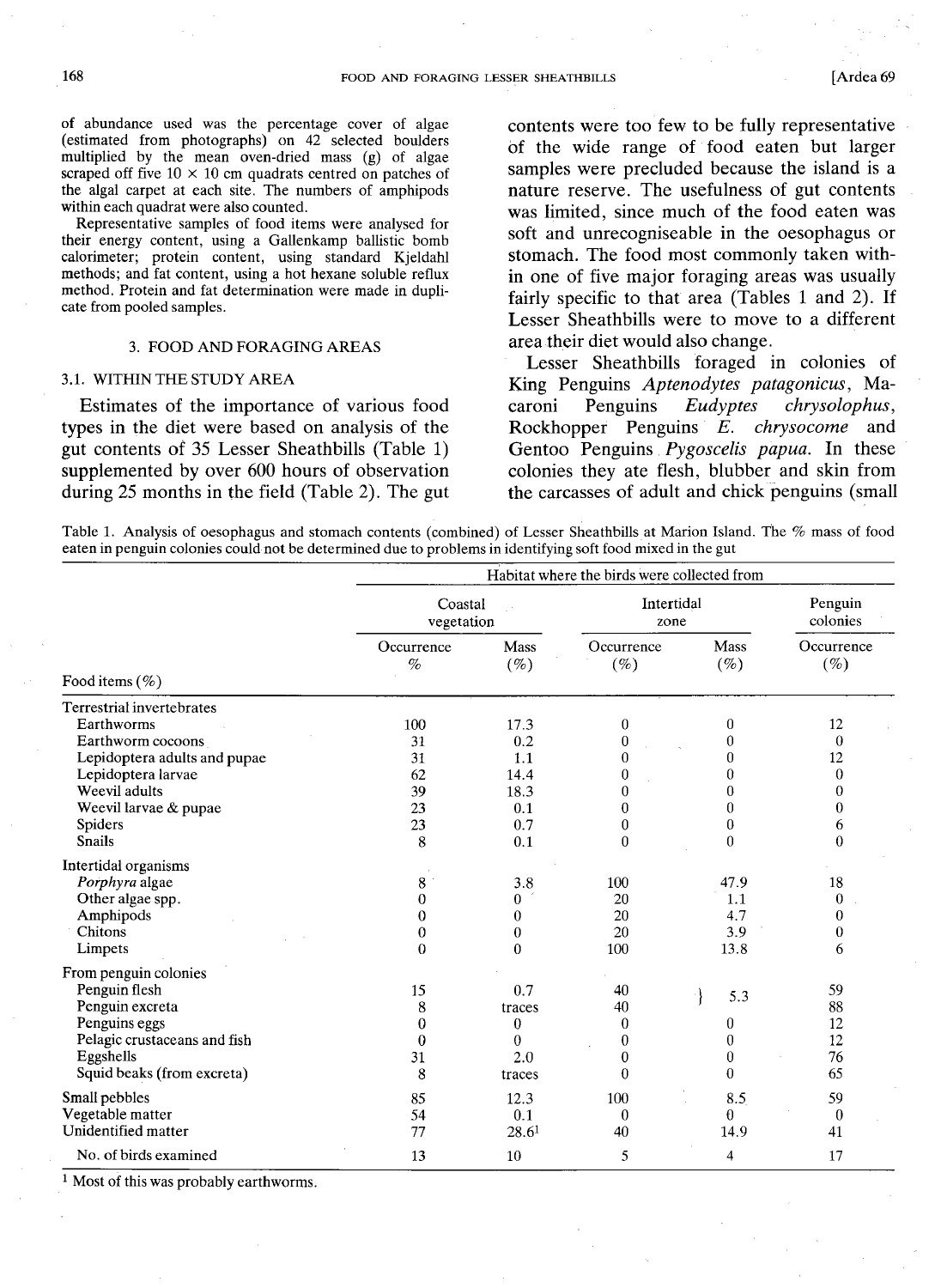of abundance used was the percentage cover of algae (estimated from photographs) on 42 selected boulders multiplied by the mean oven-dried mass (g) of algae scraped off five 10 × 10 cm quadrats centred on patches of the algal carpet at each site. The numbers of amphipods within each quadrat were also counted.

Representative samples of food items were analysed for their energy content, using a Gallenkamp ballistic bomb calorimeter; protein content, using standard Kjeldahl methods; and fat content, using a hot hexane soluble reflux method. Protein and fat determination were made in duplicate from pooled samples.

## 3. FOOD AND FORAGING AREAS

### 3.1. WITHIN THE STUDY AREA

Estimates of the importance of various food types in the diet were based on analysis of the gut contents of 35 Lesser Sheathbills (Table 1) supplemented by over 600 hours of observation during 25 months in the field (Table 2). The gut contents were too few to be fully representative of the wide range of food eaten but larger samples were precluded because the island is a nature reserve. The usefulness of gut contents was limited, since much of the food eaten was soft and unrecogniseable in the oesophagus or stomach. The food most commonly taken within one of five major foraging areas was usually fairly specific to that area (Tables 1 and 2). If Lesser Sheathbills were to move to a different area their diet would also change.

Lesser Sheathbills foraged in colonies of King Penguins *Aptenodytes patagonicus*, Macaroni Penguins *Eudyptes chrysolophus*, Rockhopper Penguins *E. chrysocome* and Gentoo Penguins *Pygoscelis papua*. In these colonies they ate flesh, blubber and skin from the carcasses of adult and chick penguins (small

Table 1. Analysis of oesophagus and stomach contents (combined) of Lesser Sheathbills at Marion Island. The % mass of food eaten in penguin colonies could not be determined due to problems in identifying soft food mixed in the gut

| | Habitat where the birds were collected from | | | | |
|---|---|---|---|---|---|
| | Coastal vegetation | | Intertidal zone | | Penguin colonies |
| Food items (%) | Occurrence % | Mass (%) | Occurrence (%) | Mass (%) | Occurrence (%) |
| **Terrestrial invertebrates** | | | | | |
| Earthworms | 100 | 17.3 | 0 | 0 | 12 |
| Earthworm cocoons | 31 | 0.2 | 0 | 0 | 0 |
| Lepidoptera adults and pupae | 31 | 1.1 | 0 | 0 | 12 |
| Lepidoptera larvae | 62 | 14.4 | 0 | 0 | 0 |
| Weevil adults | 39 | 18.3 | 0 | 0 | 0 |
| Weevil larvae & pupae | 23 | 0.1 | 0 | 0 | 0 |
| Spiders | 23 | 0.7 | 0 | 0 | 6 |
| Snails | 8 | 0.1 | 0 | 0 | 0 |
| **Intertidal organisms** | | | | | |
| *Porphyra* algae | 8 | 3.8 | 100 | 47.9 | 18 |
| Other algae spp. | 0 | 0 | 20 | 1.1 | 0 |
| Amphipods | 0 | 0 | 20 | 4.7 | 0 |
| Chitons | 0 | 0 | 20 | 3.9 | 0 |
| Limpets | 0 | 0 | 100 | 13.8 | 6 |
| **From penguin colonies** | | | | | |
| Penguin flesh | 15 | 0.7 | 40 | } 5.3 | 59 |
| Penguin excreta | 8 | traces | 40 | | 88 |
| Penguins eggs | 0 | 0 | 0 | 0 | 12 |
| Pelagic crustaceans and fish | 0 | 0 | 0 | 0 | 12 |
| Eggshells | 31 | 2.0 | 0 | 0 | 76 |
| Squid beaks (from excreta) | 8 | traces | 0 | 0 | 65 |
| Small pebbles | 85 | 12.3 | 100 | 8.5 | 59 |
| Vegetable matter | 54 | 0.1 | 0 | 0 | 0 |
| Unidentified matter | 77 | 28.6[1] | 40 | 14.9 | 41 |
| No. of birds examined | 13 | 10 | 5 | 4 | 17 |

[1] Most of this was probably earthworms.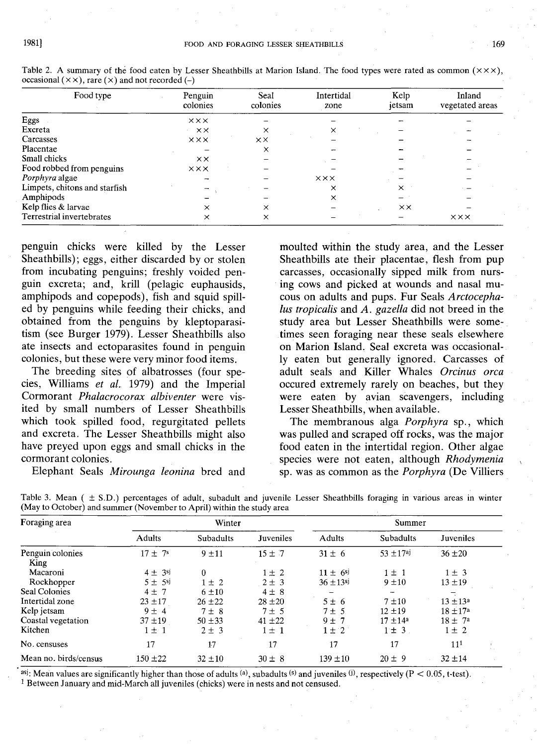Table 2. A summary of the food eaten by Lesser Sheathbills at Marion Island. The food types were rated as common (×××), occasional (××), rare (×) and not recorded (–)

| Food type | Penguin colonies | Seal colonies | Intertidal zone | Kelp jetsam | Inland vegetated areas |
|---|---|---|---|---|---|
| Eggs | ××× | – | – | – | – |
| Excreta | ×× | × | × | – | – |
| Carcasses | ××× | ×× | – | – | – |
| Placentae | – | × | – | – | – |
| Small chicks | ×× | – | – | – | – |
| Food robbed from penguins | ××× | – | – | – | – |
| *Porphyra* algae | – | – | ××× | – | – |
| Limpets, chitons and starfish | – | – | × | × | – |
| Amphipods | – | – | × | – | – |
| Kelp flies & larvae | × | × | – | ×× | – |
| Terrestrial invertebrates | × | × | – | – | ××× |

penguin chicks were killed by the Lesser Sheathbills); eggs, either discarded by or stolen from incubating penguins; freshly voided penguin excreta; and, krill (pelagic euphausids, amphipods and copepods), fish and squid spilled by penguins while feeding their chicks, and obtained from the penguins by kleptoparasitism (see Burger 1979). Lesser Sheathbills also ate insects and ectoparasites found in penguin colonies, but these were very minor food items.

The breeding sites of albatrosses (four species, Williams *et al.* 1979) and the Imperial Cormorant *Phalacrocorax albiventer* were visited by small numbers of Lesser Sheathbills which took spilled food, regurgitated pellets and excreta. The Lesser Sheathbills might also have preyed upon eggs and small chicks in the cormorant colonies.

Elephant Seals *Mirounga leonina* bred and moulted within the study area, and the Lesser Sheathbills ate their placentae, flesh from pup carcasses, occasionally sipped milk from nursing cows and picked at wounds and nasal mucous on adults and pups. Fur Seals *Arctocephalus tropicalis* and *A. gazella* did not breed in the study area but Lesser Sheathbills were sometimes seen foraging near these seals elsewhere on Marion Island. Seal excreta was occasionally eaten but generally ignored. Carcasses of adult seals and Killer Whales *Orcinus orca* occured extremely rarely on beaches, but they were eaten by avian scavengers, including Lesser Sheathbills, when available.

The membranous alga *Porphyra* sp., which was pulled and scraped off rocks, was the major food eaten in the intertidal region. Other algae species were not eaten, although *Rhodymenia* sp. was as common as the *Porphyra* (De Villiers

Table 3. Mean ( ± S.D.) percentages of adult, subadult and juvenile Lesser Sheathbills foraging in various areas in winter (May to October) and summer (November to April) within the study area

| Foraging area | Winter | | | Summer | | |
|---|---|---|---|---|---|---|
| | Adults | Subadults | Juveniles | Adults | Subadults | Juveniles |
| Penguin colonies King | 17 ± 7[s] | 9 ± 11 | 15 ± 7 | 31 ± 6 | 53 ± 17[aj] | 36 ± 20 |
| Macaroni | 4 ± 3[sj] | 0 | 1 ± 2 | 11 ± 6[sj] | 1 ± 1 | 1 ± 3 |
| Rockhopper | 5 ± 5[sj] | 1 ± 2 | 2 ± 3 | 36 ± 13[sj] | 9 ± 10 | 13 ± 19 |
| Seal Colonies | 4 ± 7 | 6 ± 10 | 4 ± 8 | – | – | – |
| Intertidal zone | 23 ± 17 | 26 ± 22 | 28 ± 20 | 5 ± 6 | 7 ± 10 | 13 ± 13[a] |
| Kelp jetsam | 9 ± 4 | 7 ± 8 | 7 ± 5 | 7 ± 5 | 12 ± 19 | 18 ± 17[a] |
| Coastal vegetation | 37 ± 19 | 50 ± 33 | 41 ± 22 | 9 ± 7 | 17 ± 14[a] | 18 ± 7[a] |
| Kitchen | 1 ± 1 | 2 ± 3 | 1 ± 1 | 1 ± 2 | 1 ± 3 | 1 ± 2 |
| No. censuses | 17 | 17 | 17 | 17 | 17 | 11[1] |
| Mean no. birds/census | 150 ± 22 | 32 ± 10 | 30 ± 8 | 139 ± 10 | 20 ± 9 | 32 ± 14 |

[asj]: Mean values are significantly higher than those of adults [(a)], subadults [(s)] and juveniles [(j)], respectively ($P < 0.05$, t-test).
[1] Between January and mid-March all juveniles (chicks) were in nests and not censused.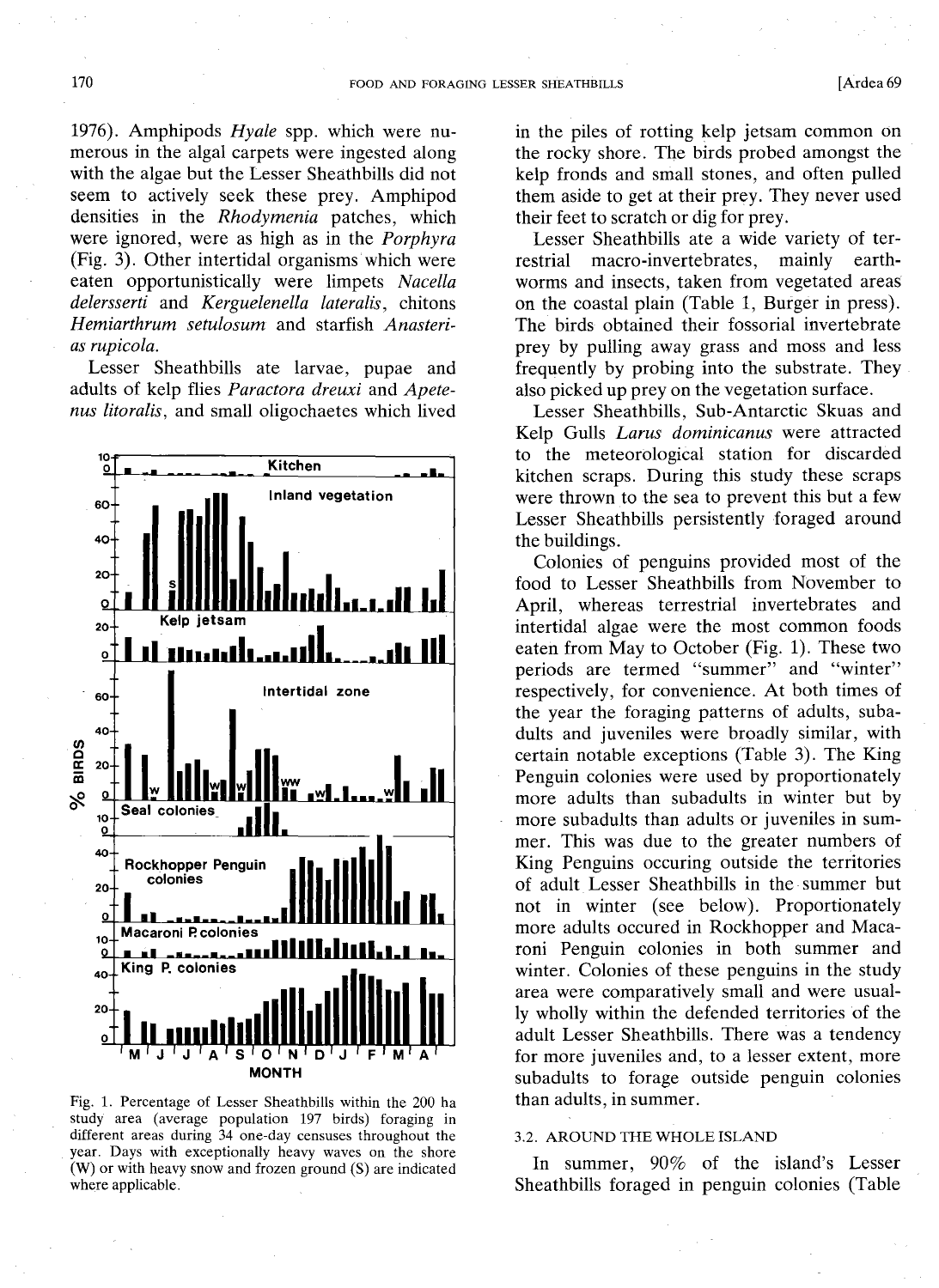1976). Amphipods *Hyale* spp. which were numerous in the algal carpets were ingested along with the algae but the Lesser Sheathbills did not seem to actively seek these prey. Amphipod densities in the *Rhodymenia* patches, which were ignored, were as high as in the *Porphyra* (Fig. 3). Other intertidal organisms which were eaten opportunistically were limpets *Nacella delersserti* and *Kerguelenella lateralis*, chitons *Hemiarthrum setulosum* and starfish *Anasterias rupicola*.

Lesser Sheathbills ate larvae, pupae and adults of kelp flies *Paractora dreuxi* and *Apetenus litoralis*, and small oligochaetes which lived in the piles of rotting kelp jetsam common on the rocky shore. The birds probed amongst the kelp fronds and small stones, and often pulled them aside to get at their prey. They never used their feet to scratch or dig for prey.

Fig. 1. Percentage of Lesser Sheathbills within the 200 ha study area (average population 197 birds) foraging in different areas during 34 one-day censuses throughout the year. Days with exceptionally heavy waves on the shore (W) or with heavy snow and frozen ground (S) are indicated where applicable.

Lesser Sheathbills ate a wide variety of terrestrial macro-invertebrates, mainly earthworms and insects, taken from vegetated areas on the coastal plain (Table 1, Burger in press). The birds obtained their fossorial invertebrate prey by pulling away grass and moss and less frequently by probing into the substrate. They also picked up prey on the vegetation surface.

Lesser Sheathbills, Sub-Antarctic Skuas and Kelp Gulls *Larus dominicanus* were attracted to the meteorological station for discarded kitchen scraps. During this study these scraps were thrown to the sea to prevent this but a few Lesser Sheathbills persistently foraged around the buildings.

Colonies of penguins provided most of the food to Lesser Sheathbills from November to April, whereas terrestrial invertebrates and intertidal algae were the most common foods eaten from May to October (Fig. 1). These two periods are termed "summer" and "winter" respectively, for convenience. At both times of the year the foraging patterns of adults, subadults and juveniles were broadly similar, with certain notable exceptions (Table 3). The King Penguin colonies were used by proportionately more adults than subadults in winter but by more subadults than adults or juveniles in summer. This was due to the greater numbers of King Penguins occuring outside the territories of adult Lesser Sheathbills in the summer but not in winter (see below). Proportionately more adults occured in Rockhopper and Macaroni Penguin colonies in both summer and winter. Colonies of these penguins in the study area were comparatively small and were usually wholly within the defended territories of the adult Lesser Sheathbills. There was a tendency for more juveniles and, to a lesser extent, more subadults to forage outside penguin colonies than adults, in summer.

### 3.2. AROUND THE WHOLE ISLAND

In summer, 90% of the island's Lesser Sheathbills foraged in penguin colonies (Table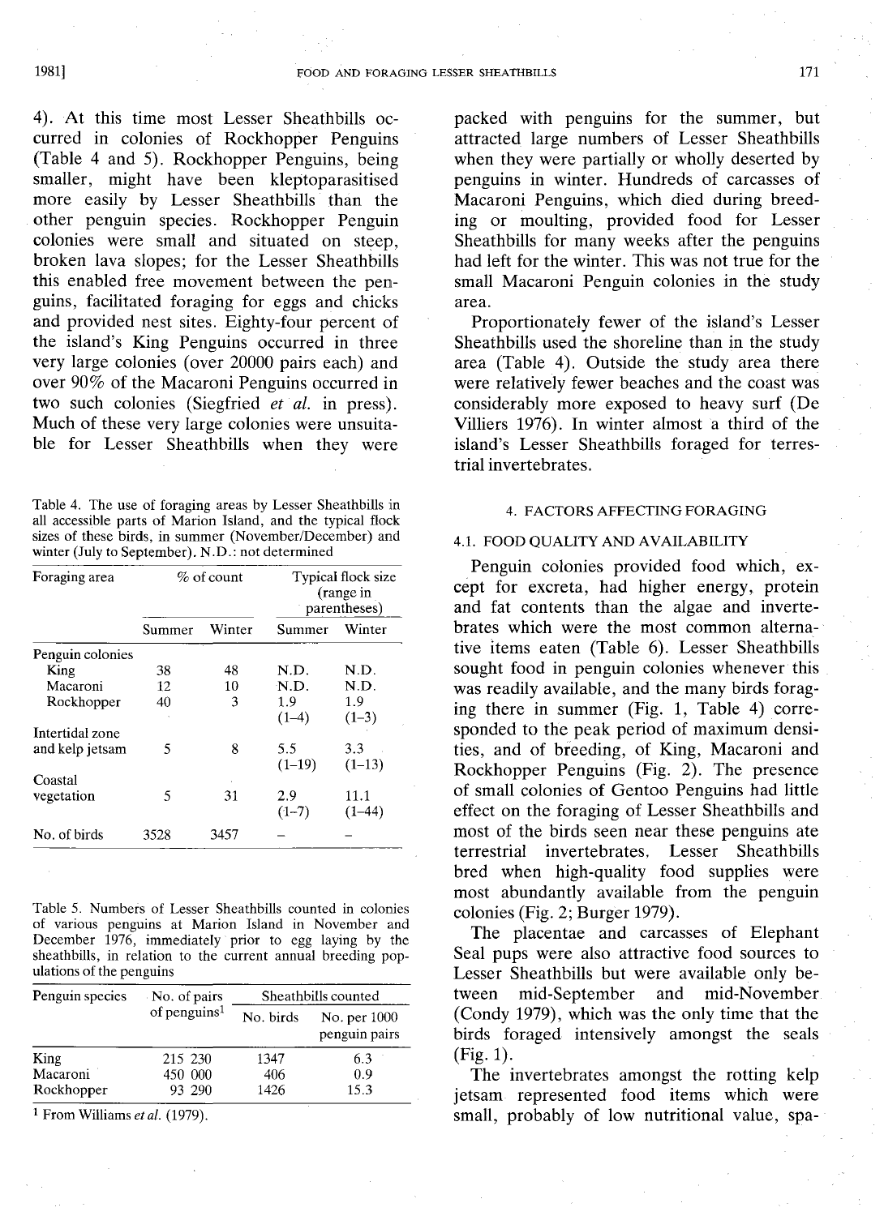4). At this time most Lesser Sheathbills occurred in colonies of Rockhopper Penguins (Table 4 and 5). Rockhopper Penguins, being smaller, might have been kleptoparasitised more easily by Lesser Sheathbills than the other penguin species. Rockhopper Penguin colonies were small and situated on steep, broken lava slopes; for the Lesser Sheathbills this enabled free movement between the penguins, facilitated foraging for eggs and chicks and provided nest sites. Eighty-four percent of the island's King Penguins occurred in three very large colonies (over 20000 pairs each) and over 90% of the Macaroni Penguins occurred in two such colonies (Siegfried *et al.* in press). Much of these very large colonies were unsuitable for Lesser Sheathbills when they were packed with penguins for the summer, but attracted large numbers of Lesser Sheathbills when they were partially or wholly deserted by penguins in winter. Hundreds of carcasses of Macaroni Penguins, which died during breeding or moulting, provided food for Lesser Sheathbills for many weeks after the penguins had left for the winter. This was not true for the small Macaroni Penguin colonies in the study area.

Proportionately fewer of the island's Lesser Sheathbills used the shoreline than in the study area (Table 4). Outside the study area there were relatively fewer beaches and the coast was considerably more exposed to heavy surf (De Villiers 1976). In winter almost a third of the island's Lesser Sheathbills foraged for terrestrial invertebrates.

Table 4. The use of foraging areas by Lesser Sheathbills in all accessible parts of Marion Island, and the typical flock sizes of these birds, in summer (November/December) and winter (July to September). N.D.: not determined

| Foraging area | % of count | | Typical flock size (range in parentheses) | |
|---|---|---|---|---|
| | Summer | Winter | Summer | Winter |
| Penguin colonies | | | | |
| King | 38 | 48 | N.D. | N.D. |
| Macaroni | 12 | 10 | N.D. | N.D. |
| Rockhopper | 40 | 3 | 1.9 (1–4) | 1.9 (1–3) |
| Intertidal zone and kelp jetsam | 5 | 8 | 5.5 (1–19) | 3.3 (1–13) |
| Coastal vegetation | 5 | 31 | 2.9 (1–7) | 11.1 (1–44) |
| No. of birds | 3528 | 3457 | – | – |

Table 5. Numbers of Lesser Sheathbills counted in colonies of various penguins at Marion Island in November and December 1976, immediately prior to egg laying by the sheathbills, in relation to the current annual breeding populations of the penguins

| Penguin species | No. of pairs of penguins[1] | Sheathbills counted | |
|---|---|---|---|
| | | No. birds | No. per 1000 penguin pairs |
| King | 215 230 | 1347 | 6.3 |
| Macaroni | 450 000 | 406 | 0.9 |
| Rockhopper | 93 290 | 1426 | 15.3 |

[1] From Williams *et al.* (1979).

## 4. FACTORS AFFECTING FORAGING

### 4.1. FOOD QUALITY AND AVAILABILITY

Penguin colonies provided food which, except for excreta, had higher energy, protein and fat contents than the algae and invertebrates which were the most common alternative items eaten (Table 6). Lesser Sheathbills sought food in penguin colonies whenever this was readily available, and the many birds foraging there in summer (Fig. 1, Table 4) corresponded to the peak period of maximum densities, and of breeding, of King, Macaroni and Rockhopper Penguins (Fig. 2). The presence of small colonies of Gentoo Penguins had little effect on the foraging of Lesser Sheathbills and most of the birds seen near these penguins ate terrestrial invertebrates. Lesser Sheathbills bred when high-quality food supplies were most abundantly available from the penguin colonies (Fig. 2; Burger 1979).

The placentae and carcasses of Elephant Seal pups were also attractive food sources to Lesser Sheathbills but were available only between mid-September and mid-November (Condy 1979), which was the only time that the birds foraged intensively amongst the seals (Fig. 1).

The invertebrates amongst the rotting kelp jetsam represented food items which were small, probably of low nutritional value, spa-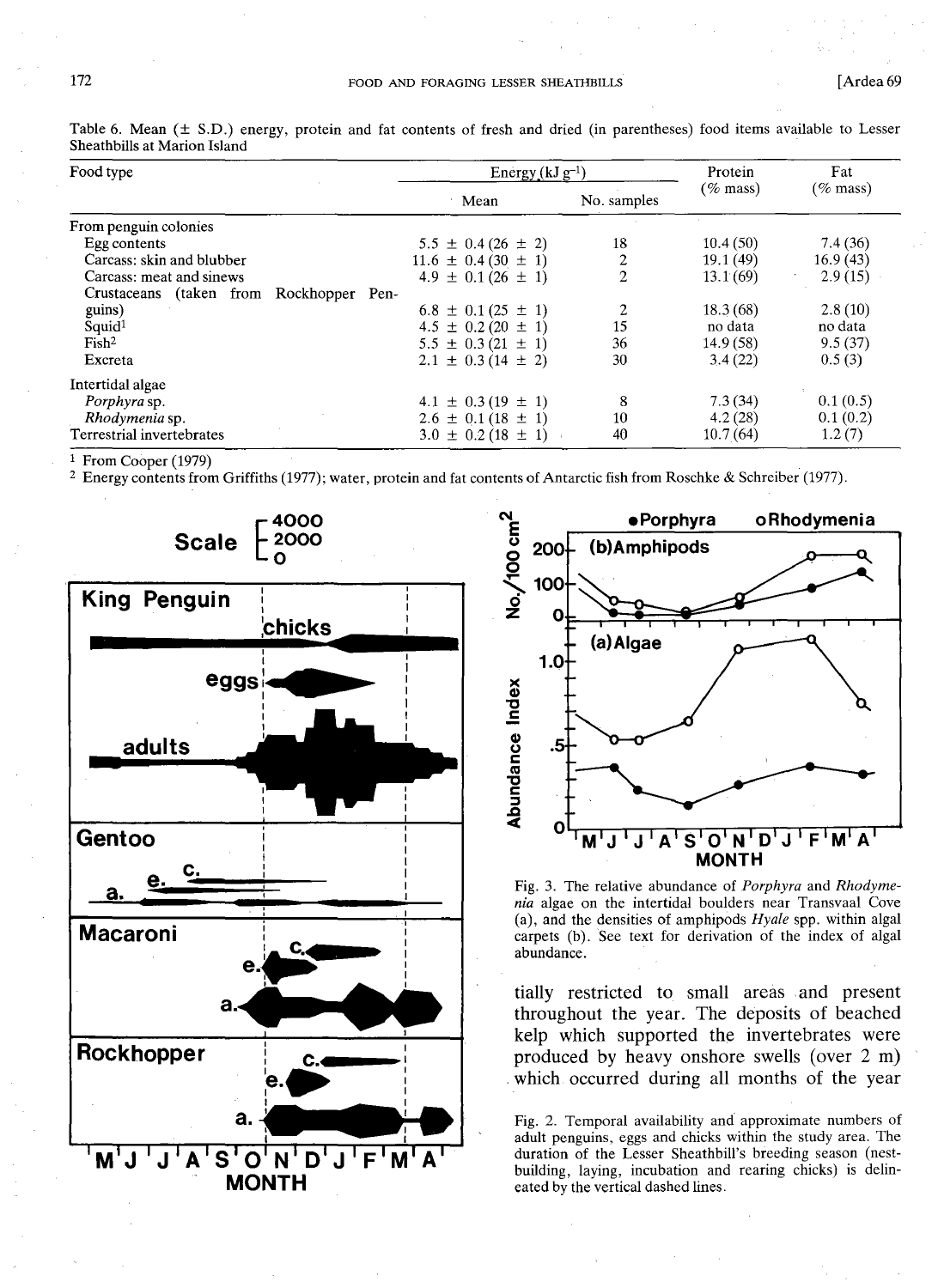Table 6. Mean (± S.D.) energy, protein and fat contents of fresh and dried (in parentheses) food items available to Lesser Sheathbills at Marion Island

| Food type | Energy (kJ g$^{-1}$) | | Protein (% mass) | Fat (% mass) |
|---|---|---|---|---|
| | Mean | No. samples | | |
| From penguin colonies | | | | |
| Egg contents | 5.5 ± 0.4 (26 ± 2) | 18 | 10.4 (50) | 7.4 (36) |
| Carcass: skin and blubber | 11.6 ± 0.4 (30 ± 1) | 2 | 19.1 (49) | 16.9 (43) |
| Carcass: meat and sinews | 4.9 ± 0.1 (26 ± 1) | 2 | 13.1 (69) | 2.9 (15) |
| Crustaceans (taken from Rockhopper Penguins) | 6.8 ± 0.1 (25 ± 1) | 2 | 18.3 (68) | 2.8 (10) |
| Squid[1] | 4.5 ± 0.2 (20 ± 1) | 15 | no data | no data |
| Fish[2] | 5.5 ± 0.3 (21 ± 1) | 36 | 14.9 (58) | 9.5 (37) |
| Excreta | 2.1 ± 0.3 (14 ± 2) | 30 | 3.4 (22) | 0.5 (3) |
| Intertidal algae | | | | |
| *Porphyra* sp. | 4.1 ± 0.3 (19 ± 1) | 8 | 7.3 (34) | 0.1 (0.5) |
| *Rhodymenia* sp. | 2.6 ± 0.1 (18 ± 1) | 10 | 4.2 (28) | 0.1 (0.2) |
| Terrestrial invertebrates | 3.0 ± 0.2 (18 ± 1) | 40 | 10.7 (64) | 1.2 (7) |

[1] From Cooper (1979)
[2] Energy contents from Griffiths (1977); water, protein and fat contents of Antarctic fish from Roschke & Schreiber (1977).

Fig. 3. The relative abundance of *Porphyra* and *Rhodymenia* algae on the intertidal boulders near Transvaal Cove (a), and the densities of amphipods *Hyale* spp. within algal carpets (b). See text for derivation of the index of algal abundance.

tially restricted to small areas and present throughout the year. The deposits of beached kelp which supported the invertebrates were produced by heavy onshore swells (over 2 m) which occurred during all months of the year

Fig. 2. Temporal availability and approximate numbers of adult penguins, eggs and chicks within the study area. The duration of the Lesser Sheathbill's breeding season (nest-building, laying, incubation and rearing chicks) is delineated by the vertical dashed lines.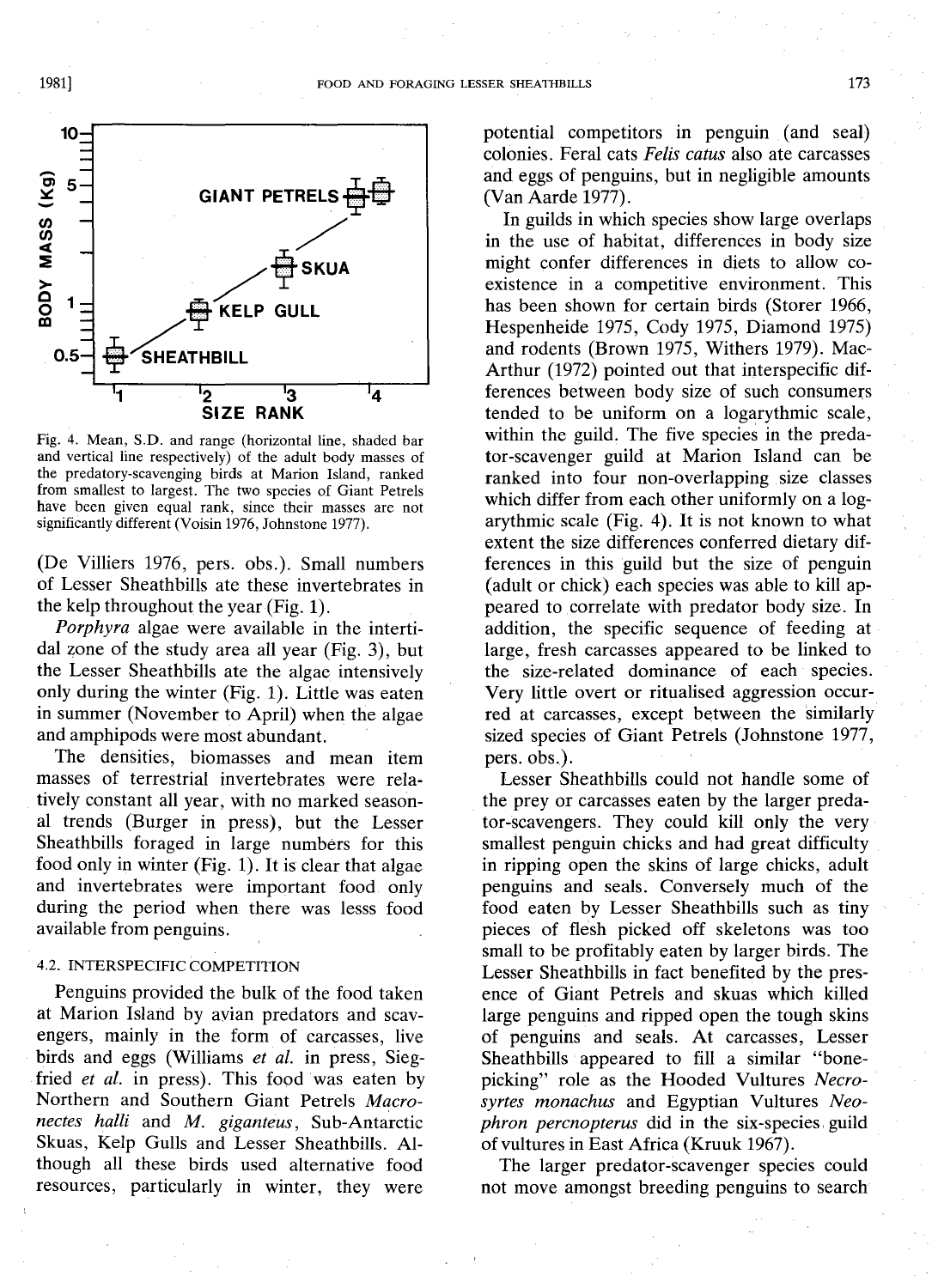Fig. 4. Mean, S.D. and range (horizontal line, shaded bar and vertical line respectively) of the adult body masses of the predatory-scavenging birds at Marion Island, ranked from smallest to largest. The two species of Giant Petrels have been given equal rank, since their masses are not significantly different (Voisin 1976, Johnstone 1977).

(De Villiers 1976, pers. obs.). Small numbers of Lesser Sheathbills ate these invertebrates in the kelp throughout the year (Fig. 1).

*Porphyra* algae were available in the intertidal zone of the study area all year (Fig. 3), but the Lesser Sheathbills ate the algae intensively only during the winter (Fig. 1). Little was eaten in summer (November to April) when the algae and amphipods were most abundant.

The densities, biomasses and mean item masses of terrestrial invertebrates were relatively constant all year, with no marked seasonal trends (Burger in press), but the Lesser Sheathbills foraged in large numbers for this food only in winter (Fig. 1). It is clear that algae and invertebrates were important food only during the period when there was lesss food available from penguins.

### 4.2. INTERSPECIFIC COMPETITION

Penguins provided the bulk of the food taken at Marion Island by avian predators and scavengers, mainly in the form of carcasses, live birds and eggs (Williams *et al.* in press, Siegfried *et al.* in press). This food was eaten by Northern and Southern Giant Petrels *Macronectes halli* and *M. giganteus*, Sub-Antarctic Skuas, Kelp Gulls and Lesser Sheathbills. Although all these birds used alternative food resources, particularly in winter, they were potential competitors in penguin (and seal) colonies. Feral cats *Felis catus* also ate carcasses and eggs of penguins, but in negligible amounts (Van Aarde 1977).

In guilds in which species show large overlaps in the use of habitat, differences in body size might confer differences in diets to allow coexistence in a competitive environment. This has been shown for certain birds (Storer 1966, Hespenheide 1975, Cody 1975, Diamond 1975) and rodents (Brown 1975, Withers 1979). MacArthur (1972) pointed out that interspecific differences between body size of such consumers tended to be uniform on a logarythmic scale, within the guild. The five species in the predator-scavenger guild at Marion Island can be ranked into four non-overlapping size classes which differ from each other uniformly on a logarythmic scale (Fig. 4). It is not known to what extent the size differences conferred dietary differences in this guild but the size of penguin (adult or chick) each species was able to kill appeared to correlate with predator body size. In addition, the specific sequence of feeding at large, fresh carcasses appeared to be linked to the size-related dominance of each species. Very little overt or ritualised aggression occurred at carcasses, except between the similarly sized species of Giant Petrels (Johnstone 1977, pers. obs.).

Lesser Sheathbills could not handle some of the prey or carcasses eaten by the larger predator-scavengers. They could kill only the very smallest penguin chicks and had great difficulty in ripping open the skins of large chicks, adult penguins and seals. Conversely much of the food eaten by Lesser Sheathbills such as tiny pieces of flesh picked off skeletons was too small to be profitably eaten by larger birds. The Lesser Sheathbills in fact benefited by the presence of Giant Petrels and skuas which killed large penguins and ripped open the tough skins of penguins and seals. At carcasses, Lesser Sheathbills appeared to fill a similar "bone-picking" role as the Hooded Vultures *Necrosyrtes monachus* and Egyptian Vultures *Neophron percnopterus* did in the six-species guild of vultures in East Africa (Kruuk 1967).

The larger predator-scavenger species could not move amongst breeding penguins to search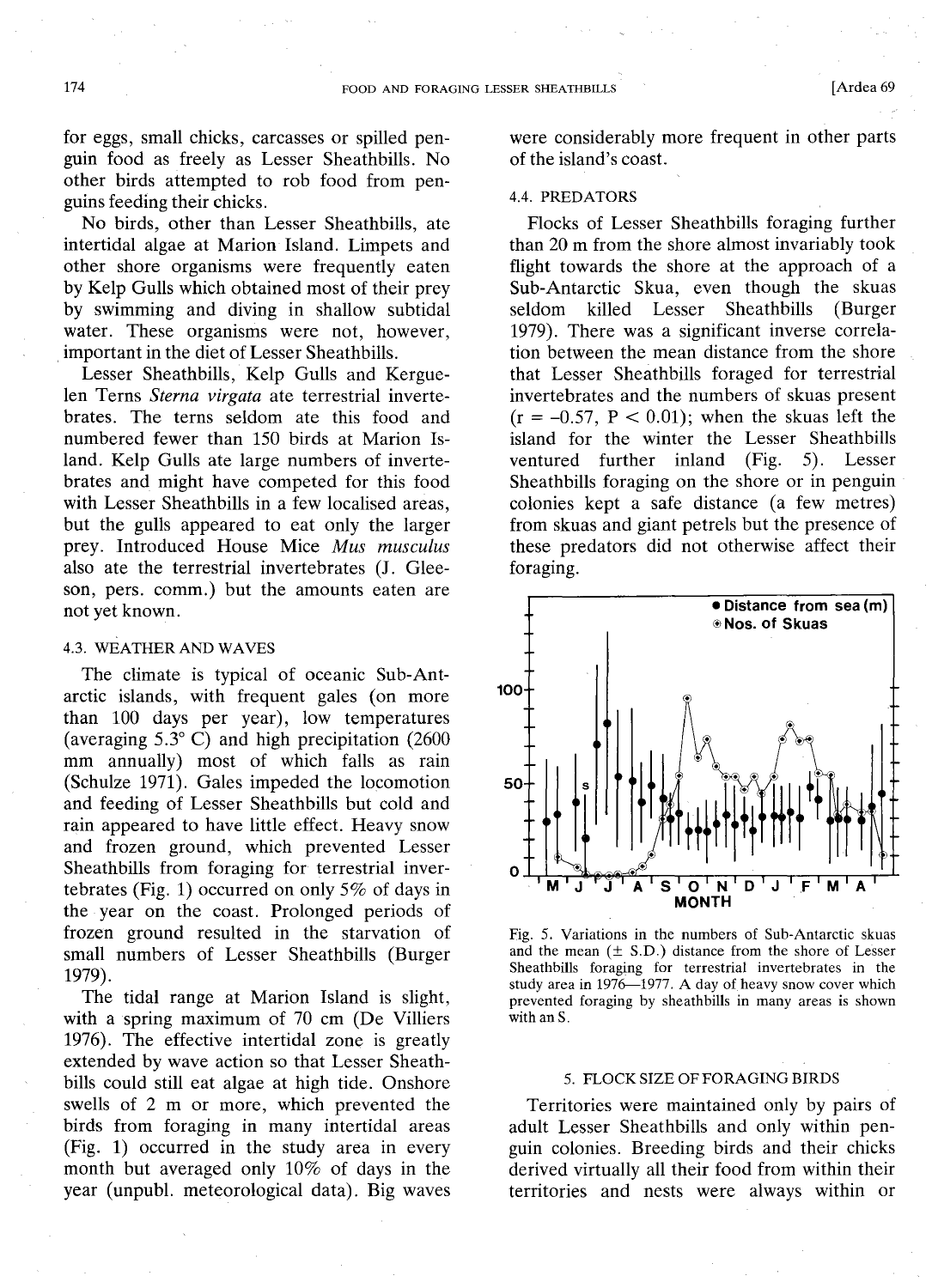for eggs, small chicks, carcasses or spilled penguin food as freely as Lesser Sheathbills. No other birds attempted to rob food from penguins feeding their chicks.

No birds, other than Lesser Sheathbills, ate intertidal algae at Marion Island. Limpets and other shore organisms were frequently eaten by Kelp Gulls which obtained most of their prey by swimming and diving in shallow subtidal water. These organisms were not, however, important in the diet of Lesser Sheathbills.

Lesser Sheathbills, Kelp Gulls and Kerguelen Terns *Sterna virgata* ate terrestrial invertebrates. The terns seldom ate this food and numbered fewer than 150 birds at Marion Island. Kelp Gulls ate large numbers of invertebrates and might have competed for this food with Lesser Sheathbills in a few localised areas, but the gulls appeared to eat only the larger prey. Introduced House Mice *Mus musculus* also ate the terrestrial invertebrates (J. Gleeson, pers. comm.) but the amounts eaten are not yet known.

### 4.3. WEATHER AND WAVES

The climate is typical of oceanic Sub-Antarctic islands, with frequent gales (on more than 100 days per year), low temperatures (averaging 5.3° C) and high precipitation (2600 mm annually) most of which falls as rain (Schulze 1971). Gales impeded the locomotion and feeding of Lesser Sheathbills but cold and rain appeared to have little effect. Heavy snow and frozen ground, which prevented Lesser Sheathbills from foraging for terrestrial invertebrates (Fig. 1) occurred on only 5% of days in the year on the coast. Prolonged periods of frozen ground resulted in the starvation of small numbers of Lesser Sheathbills (Burger 1979).

The tidal range at Marion Island is slight, with a spring maximum of 70 cm (De Villiers 1976). The effective intertidal zone is greatly extended by wave action so that Lesser Sheathbills could still eat algae at high tide. Onshore swells of 2 m or more, which prevented the birds from foraging in many intertidal areas (Fig. 1) occurred in the study area in every month but averaged only 10% of days in the year (unpubl. meteorological data). Big waves were considerably more frequent in other parts of the island's coast.

### 4.4. PREDATORS

Flocks of Lesser Sheathbills foraging further than 20 m from the shore almost invariably took flight towards the shore at the approach of a Sub-Antarctic Skua, even though the skuas seldom killed Lesser Sheathbills (Burger 1979). There was a significant inverse correlation between the mean distance from the shore that Lesser Sheathbills foraged for terrestrial invertebrates and the numbers of skuas present ($r = -0.57$, $P < 0.01$); when the skuas left the island for the winter the Lesser Sheathbills ventured further inland (Fig. 5). Lesser Sheathbills foraging on the shore or in penguin colonies kept a safe distance (a few metres) from skuas and giant petrels but the presence of these predators did not otherwise affect their foraging.

Fig. 5. Variations in the numbers of Sub-Antarctic skuas and the mean (± S.D.) distance from the shore of Lesser Sheathbills foraging for terrestrial invertebrates in the study area in 1976—1977. A day of heavy snow cover which prevented foraging by sheathbills in many areas is shown with an S.

## 5. FLOCK SIZE OF FORAGING BIRDS

Territories were maintained only by pairs of adult Lesser Sheathbills and only within penguin colonies. Breeding birds and their chicks derived virtually all their food from within their territories and nests were always within or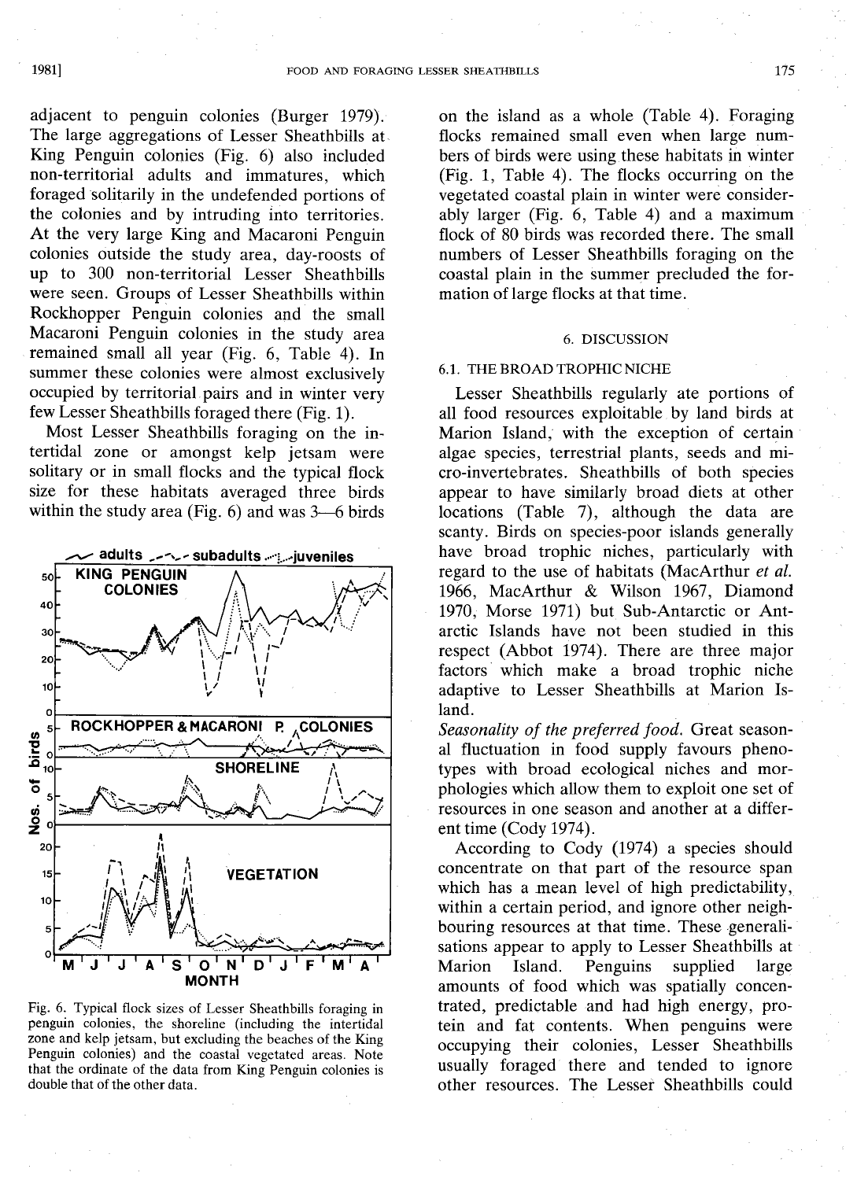adjacent to penguin colonies (Burger 1979). The large aggregations of Lesser Sheathbills at King Penguin colonies (Fig. 6) also included non-territorial adults and immatures, which foraged solitarily in the undefended portions of the colonies and by intruding into territories. At the very large King and Macaroni Penguin colonies outside the study area, day-roosts of up to 300 non-territorial Lesser Sheathbills were seen. Groups of Lesser Sheathbills within Rockhopper Penguin colonies and the small Macaroni Penguin colonies in the study area remained small all year (Fig. 6, Table 4). In summer these colonies were almost exclusively occupied by territorial pairs and in winter very few Lesser Sheathbills foraged there (Fig. 1).

Most Lesser Sheathbills foraging on the intertidal zone or amongst kelp jetsam were solitary or in small flocks and the typical flock size for these habitats averaged three birds within the study area (Fig. 6) and was 3—6 birds on the island as a whole (Table 4). Foraging flocks remained small even when large numbers of birds were using these habitats in winter (Fig. 1, Table 4). The flocks occurring on the vegetated coastal plain in winter were considerably larger (Fig. 6, Table 4) and a maximum flock of 80 birds was recorded there. The small numbers of Lesser Sheathbills foraging on the coastal plain in the summer precluded the formation of large flocks at that time.

Fig. 6. Typical flock sizes of Lesser Sheathbills foraging in penguin colonies, the shoreline (including the intertidal zone and kelp jetsam, but excluding the beaches of the King Penguin colonies) and the coastal vegetated areas. Note that the ordinate of the data from King Penguin colonies is double that of the other data.

## 6. DISCUSSION

### 6.1. THE BROAD TROPHIC NICHE

Lesser Sheathbills regularly ate portions of all food resources exploitable by land birds at Marion Island, with the exception of certain algae species, terrestrial plants, seeds and micro-invertebrates. Sheathbills of both species appear to have similarly broad diets at other locations (Table 7), although the data are scanty. Birds on species-poor islands generally have broad trophic niches, particularly with regard to the use of habitats (MacArthur *et al.* 1966, MacArthur & Wilson 1967, Diamond 1970, Morse 1971) but Sub-Antarctic or Antarctic Islands have not been studied in this respect (Abbot 1974). There are three major factors which make a broad trophic niche adaptive to Lesser Sheathbills at Marion Island.

*Seasonality of the preferred food.* Great seasonal fluctuation in food supply favours phenotypes with broad ecological niches and morphologies which allow them to exploit one set of resources in one season and another at a different time (Cody 1974).

According to Cody (1974) a species should concentrate on that part of the resource span which has a mean level of high predictability, within a certain period, and ignore other neighbouring resources at that time. These generalisations appear to apply to Lesser Sheathbills at Marion Island. Penguins supplied large amounts of food which was spatially concentrated, predictable and had high energy, protein and fat contents. When penguins were occupying their colonies, Lesser Sheathbills usually foraged there and tended to ignore other resources. The Lesser Sheathbills could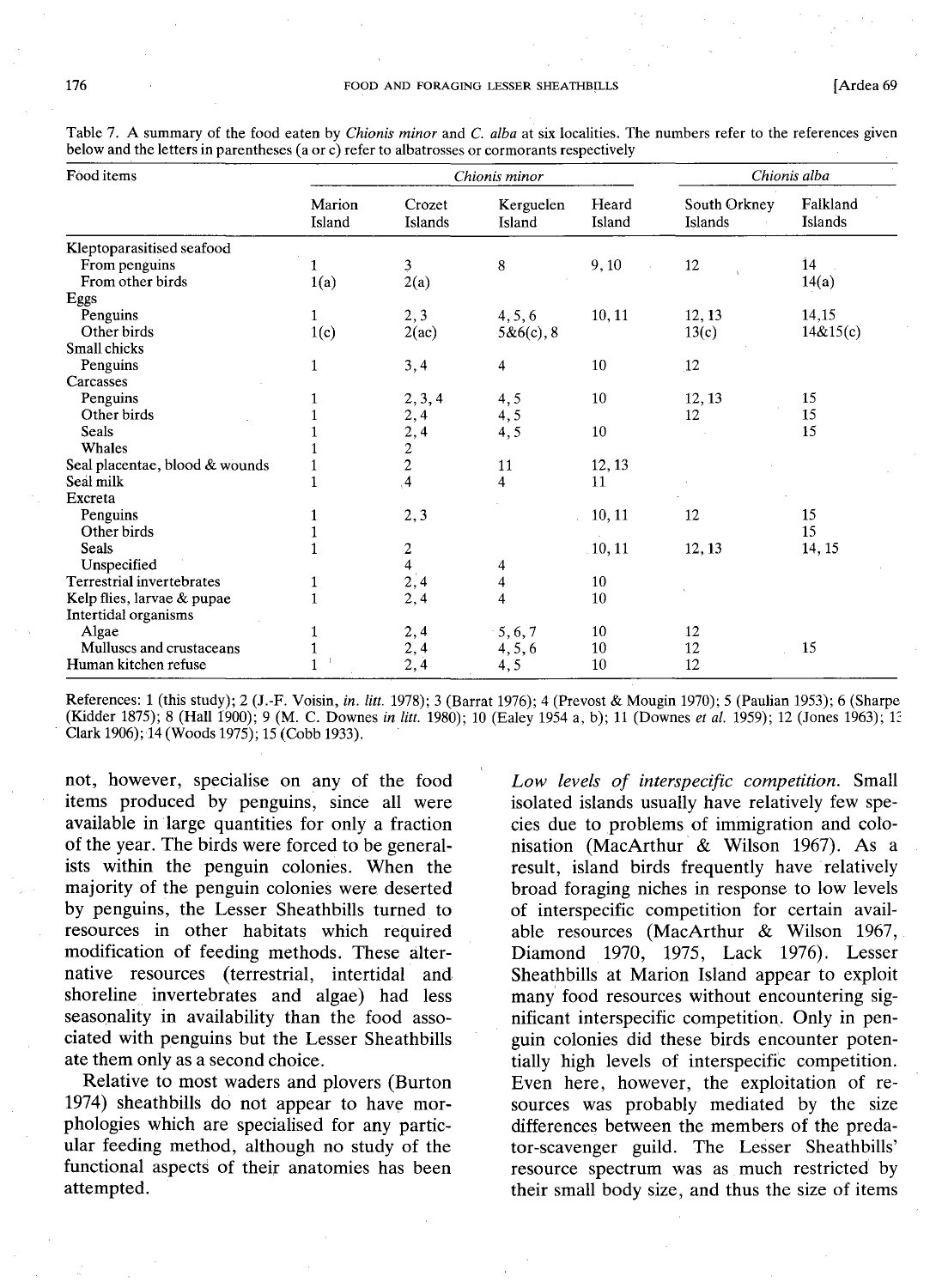Table 7. A summary of the food eaten by *Chionis minor* and *C. alba* at six localities. The numbers refer to the references given below and the letters in parentheses (a or c) refer to albatrosses or cormorants respectively

| Food items | *Chionis minor* | | | | *Chionis alba* | |
|---|---|---|---|---|---|---|
| | Marion Island | Crozet Islands | Kerguelen Island | Heard Island | South Orkney Islands | Falkland Islands |
| Kleptoparasitised seafood | | | | | | |
| From penguins | 1 | 3 | 8 | 9, 10 | 12 | 14 |
| From other birds | 1(a) | 2(a) | | | | 14(a) |
| Eggs | | | | | | |
| Penguins | 1 | 2, 3 | 4, 5, 6 | 10, 11 | 12, 13 | 14,15 |
| Other birds | 1(c) | 2(ac) | 5&6(c), 8 | | 13(c) | 14&15(c) |
| Small chicks | | | | | | |
| Penguins | 1 | 3, 4 | 4 | 10 | 12 | |
| Carcasses | | | | | | |
| Penguins | 1 | 2, 3, 4 | 4, 5 | 10 | 12, 13 | 15 |
| Other birds | 1 | 2, 4 | 4, 5 | | 12 | 15 |
| Seals | 1 | 2, 4 | 4, 5 | 10 | | 15 |
| Whales | 1 | 2 | | | | |
| Seal placentae, blood & wounds | 1 | 2 | 11 | 12, 13 | | |
| Seal milk | 1 | 4 | 4 | 11 | | |
| Excreta | | | | | | |
| Penguins | 1 | 2, 3 | | 10, 11 | 12 | 15 |
| Other birds | 1 | | | | | 15 |
| Seals | 1 | 2 | | 10, 11 | 12, 13 | 14, 15 |
| Unspecified | | 4 | 4 | | | |
| Terrestrial invertebrates | 1 | 2, 4 | 4 | 10 | | |
| Kelp flies, larvae & pupae | 1 | 2, 4 | 4 | 10 | | |
| Intertidal organisms | | | | | | |
| Algae | 1 | 2, 4 | 5, 6, 7 | 10 | 12 | |
| Mulluscs and crustaceans | 1 | 2, 4 | 4, 5, 6 | 10 | 12 | 15 |
| Human kitchen refuse | 1 | 2, 4 | 4, 5 | 10 | 12 | |

References: 1 (this study); 2 (J.-F. Voisin, *in. litt.* 1978); 3 (Barrat 1976); 4 (Prevost & Mougin 1970); 5 (Paulian 1953); 6 (Sharpe (Kidder 1875); 8 (Hall 1900); 9 (M. C. Downes *in litt.* 1980); 10 (Ealey 1954 a, b); 11 (Downes *et al.* 1959); 12 (Jones 1963); 13 Clark 1906); 14 (Woods 1975); 15 (Cobb 1933).

not, however, specialise on any of the food items produced by penguins, since all were available in large quantities for only a fraction of the year. The birds were forced to be generalists within the penguin colonies. When the majority of the penguin colonies were deserted by penguins, the Lesser Sheathbills turned to resources in other habitats which required modification of feeding methods. These alternative resources (terrestrial, intertidal and shoreline invertebrates and algae) had less seasonality in availability than the food associated with penguins but the Lesser Sheathbills ate them only as a second choice.

Relative to most waders and plovers (Burton 1974) sheathbills do not appear to have morphologies which are specialised for any particular feeding method, although no study of the functional aspects of their anatomies has been attempted.

*Low levels of interspecific competition.* Small isolated islands usually have relatively few species due to problems of immigration and colonisation (MacArthur & Wilson 1967). As a result, island birds frequently have relatively broad foraging niches in response to low levels of interspecific competition for certain available resources (MacArthur & Wilson 1967, Diamond 1970, 1975, Lack 1976). Lesser Sheathbills at Marion Island appear to exploit many food resources without encountering significant interspecific competition. Only in penguin colonies did these birds encounter potentially high levels of interspecific competition. Even here, however, the exploitation of resources was probably mediated by the size differences between the members of the predator-scavenger guild. The Lesser Sheathbills' resource spectrum was as much restricted by their small body size, and thus the size of items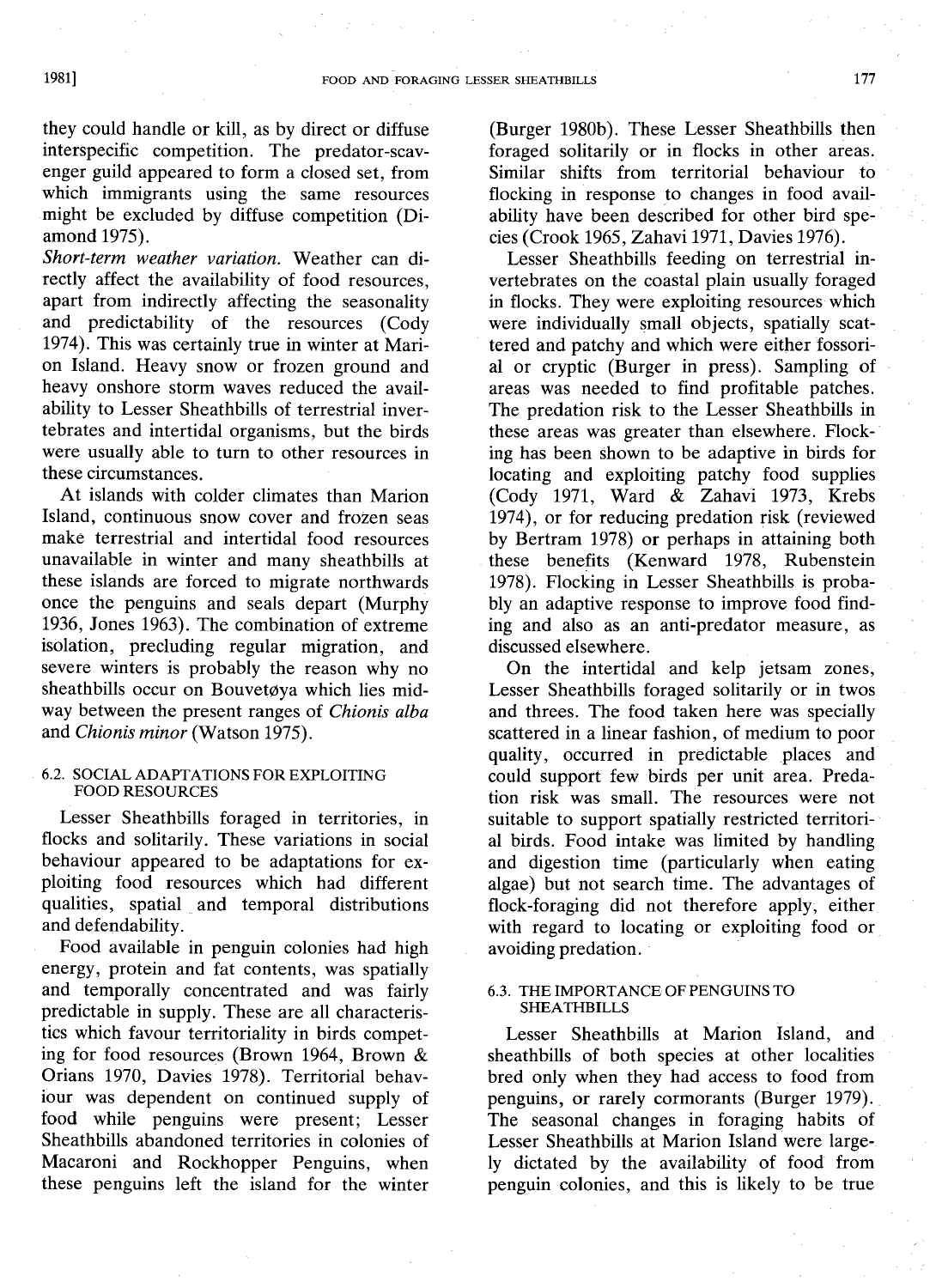they could handle or kill, as by direct or diffuse interspecific competition. The predator-scavenger guild appeared to form a closed set, from which immigrants using the same resources might be excluded by diffuse competition (Diamond 1975).

*Short-term weather variation.* Weather can directly affect the availability of food resources, apart from indirectly affecting the seasonality and predictability of the resources (Cody 1974). This was certainly true in winter at Marion Island. Heavy snow or frozen ground and heavy onshore storm waves reduced the availability to Lesser Sheathbills of terrestrial invertebrates and intertidal organisms, but the birds were usually able to turn to other resources in these circumstances.

At islands with colder climates than Marion Island, continuous snow cover and frozen seas make terrestrial and intertidal food resources unavailable in winter and many sheathbills at these islands are forced to migrate northwards once the penguins and seals depart (Murphy 1936, Jones 1963). The combination of extreme isolation, precluding regular migration, and severe winters is probably the reason why no sheathbills occur on Bouvetøya which lies midway between the present ranges of *Chionis alba* and *Chionis minor* (Watson 1975).

### 6.2. SOCIAL ADAPTATIONS FOR EXPLOITING FOOD RESOURCES

Lesser Sheathbills foraged in territories, in flocks and solitarily. These variations in social behaviour appeared to be adaptations for exploiting food resources which had different qualities, spatial and temporal distributions and defendability.

Food available in penguin colonies had high energy, protein and fat contents, was spatially and temporally concentrated and was fairly predictable in supply. These are all characteristics which favour territoriality in birds competing for food resources (Brown 1964, Brown & Orians 1970, Davies 1978). Territorial behaviour was dependent on continued supply of food while penguins were present; Lesser Sheathbills abandoned territories in colonies of Macaroni and Rockhopper Penguins, when these penguins left the island for the winter (Burger 1980b). These Lesser Sheathbills then foraged solitarily or in flocks in other areas. Similar shifts from territorial behaviour to flocking in response to changes in food availability have been described for other bird species (Crook 1965, Zahavi 1971, Davies 1976).

Lesser Sheathbills feeding on terrestrial invertebrates on the coastal plain usually foraged in flocks. They were exploiting resources which were individually small objects, spatially scattered and patchy and which were either fossorial or cryptic (Burger in press). Sampling of areas was needed to find profitable patches. The predation risk to the Lesser Sheathbills in these areas was greater than elsewhere. Flocking has been shown to be adaptive in birds for locating and exploiting patchy food supplies (Cody 1971, Ward & Zahavi 1973, Krebs 1974), or for reducing predation risk (reviewed by Bertram 1978) or perhaps in attaining both these benefits (Kenward 1978, Rubenstein 1978). Flocking in Lesser Sheathbills is probably an adaptive response to improve food finding and also as an anti-predator measure, as discussed elsewhere.

On the intertidal and kelp jetsam zones, Lesser Sheathbills foraged solitarily or in twos and threes. The food taken here was specially scattered in a linear fashion, of medium to poor quality, occurred in predictable places and could support few birds per unit area. Predation risk was small. The resources were not suitable to support spatially restricted territorial birds. Food intake was limited by handling and digestion time (particularly when eating algae) but not search time. The advantages of flock-foraging did not therefore apply, either with regard to locating or exploiting food or avoiding predation.

### 6.3. THE IMPORTANCE OF PENGUINS TO SHEATHBILLS

Lesser Sheathbills at Marion Island, and sheathbills of both species at other localities bred only when they had access to food from penguins, or rarely cormorants (Burger 1979). The seasonal changes in foraging habits of Lesser Sheathbills at Marion Island were largely dictated by the availability of food from penguin colonies, and this is likely to be true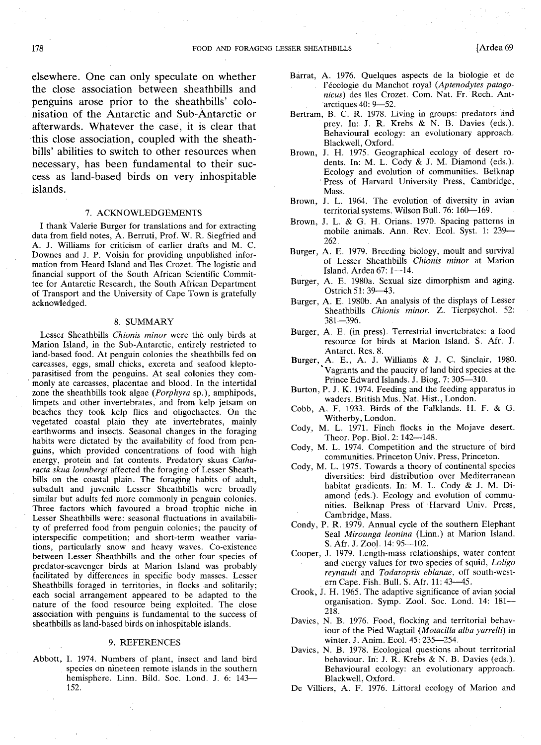elsewhere. One can only speculate on whether the close association between sheathbills and penguins arose prior to the sheathbills' colonisation of the Antarctic and Sub-Antarctic or afterwards. Whatever the case, it is clear that this close association, coupled with the sheathbills' abilities to switch to other resources when necessary, has been fundamental to their success as land-based birds on very inhospitable islands.

## 7. ACKNOWLEDGEMENTS

I thank Valerie Burger for translations and for extracting data from field notes, A. Berruti, Prof. W. R. Siegfried and A. J. Williams for criticism of earlier drafts and M. C. Downes and J. P. Voisin for providing unpublished information from Heard Island and Iles Crozet. The logistic and financial support of the South African Scientific Committee for Antarctic Research, the South African Department of Transport and the University of Cape Town is gratefully acknowledged.

## 8. SUMMARY

Lesser Sheathbills *Chionis minor* were the only birds at Marion Island, in the Sub-Antarctic, entirely restricted to land-based food. At penguin colonies the sheathbills fed on carcasses, eggs, small chicks, excreta and seafood kleptoparasitised from the penguins. At seal colonies they commonly ate carcasses, placentae and blood. In the intertidal zone the sheathbills took algae (*Porphyra* sp.), amphipods, limpets and other invertebrates, and from kelp jetsam on beaches they took kelp flies and oligochaetes. On the vegetated coastal plain they ate invertebrates, mainly earthworms and insects. Seasonal changes in the foraging habits were dictated by the availability of food from penguins, which provided concentrations of food with high energy, protein and fat contents. Predatory skuas *Catharacta skua lonnbergi* affected the foraging of Lesser Sheathbills on the coastal plain. The foraging habits of adult, subadult and juvenile Lesser Sheathbills were broadly similar but adults fed more commonly in penguin colonies. Three factors which favoured a broad trophic niche in Lesser Sheathbills were: seasonal fluctuations in availability of preferred food from penguin colonies; the paucity of interspecific competition; and short-term weather variations, particularly snow and heavy waves. Co-existence between Lesser Sheathbills and the other four species of predator-scavenger birds at Marion Island was probably facilitated by differences in specific body masses. Lesser Sheathbills foraged in territories, in flocks and solitarily; each social arrangement appeared to be adapted to the nature of the food resource being exploited. The close association with penguins is fundamental to the success of sheathbills as land-based birds on inhospitable islands.

## 9. REFERENCES

Abbott, I. 1974. Numbers of plant, insect and land bird species on nineteen remote islands in the southern hemisphere. Linn. Bild. Soc. Lond. J. 6: 143—152.

Barrat, A. 1976. Quelques aspects de la biologie et de l'écologie du Manchot royal (*Aptenodytes patagonicus*) des îles Crozet. Com. Nat. Fr. Rech. Antarctiques 40: 9—52.

Bertram, B. C. R. 1978. Living in groups: predators and prey. In: J. R. Krebs & N. B. Davies (eds.). Behavioural ecology: an evolutionary approach. Blackwell, Oxford.

Brown, J. H. 1975. Geographical ecology of desert rodents. In: M. L. Cody & J. M. Diamond (eds.). Ecology and evolution of communities. Belknap Press of Harvard University Press, Cambridge, Mass.

Brown, J. L. 1964. The evolution of diversity in avian territorial systems. Wilson Bull. 76: 160—169.

Brown, J. L. & G. H. Orians. 1970. Spacing patterns in mobile animals. Ann. Rev. Ecol. Syst. 1: 239—262.

Burger, A. E. 1979. Breeding biology, moult and survival of Lesser Sheathbills *Chionis minor* at Marion Island. Ardea 67: 1—14.

Burger, A. E. 1980a. Sexual size dimorphism and aging. Ostrich 51: 39—43.

Burger, A. E. 1980b. An analysis of the displays of Lesser Sheathbills *Chionis minor*. Z. Tierpsychol. 52: 381—396.

Burger, A. E. (in press). Terrestrial invertebrates: a food resource for birds at Marion Island. S. Afr. J. Antarct. Res. 8.

Burger, A. E., A. J. Williams & J. C. Sinclair. 1980. Vagrants and the paucity of land bird species at the Prince Edward Islands. J. Biog. 7: 305—310.

Burton, P. J. K. 1974. Feeding and the feeding apparatus in waders. British Mus. Nat. Hist., London.

Cobb, A. F. 1933. Birds of the Falklands. H. F. & G. Witherby, London.

Cody, M. L. 1971. Finch flocks in the Mojave desert. Theor. Pop. Biol. 2: 142—148.

Cody, M. L. 1974. Competition and the structure of bird communities. Princeton Univ. Press, Princeton.

Cody, M. L. 1975. Towards a theory of continental species diversities: bird distribution over Mediterranean habitat gradients. In: M. L. Cody & J. M. Diamond (eds.). Ecology and evolution of communities. Belknap Press of Harvard Univ. Press, Cambridge, Mass.

Condy, P. R. 1979. Annual cycle of the southern Elephant Seal *Mirounga leonina* (Linn.) at Marion Island. S. Afr. J. Zool. 14: 95—102.

Cooper, J. 1979. Length-mass relationships, water content and energy values for two species of squid, *Loligo reynaudi* and *Todaropsis eblanae*, off south-western Cape. Fish. Bull. S. Afr. 11: 43—45.

Crook, J. H. 1965. The adaptive significance of avian social organisation. Symp. Zool. Soc. Lond. 14: 181—218.

Davies, N. B. 1976. Food, flocking and territorial behaviour of the Pied Wagtail (*Motacilla alba yarrelli*) in winter. J. Anim. Ecol. 45: 235—254.

Davies, N. B. 1978. Ecological questions about territorial behaviour. In: J. R. Krebs & N. B. Davies (eds.). Behavioural ecology: an evolutionary approach. Blackwell, Oxford.

De Villiers, A. F. 1976. Littoral ecology of Marion and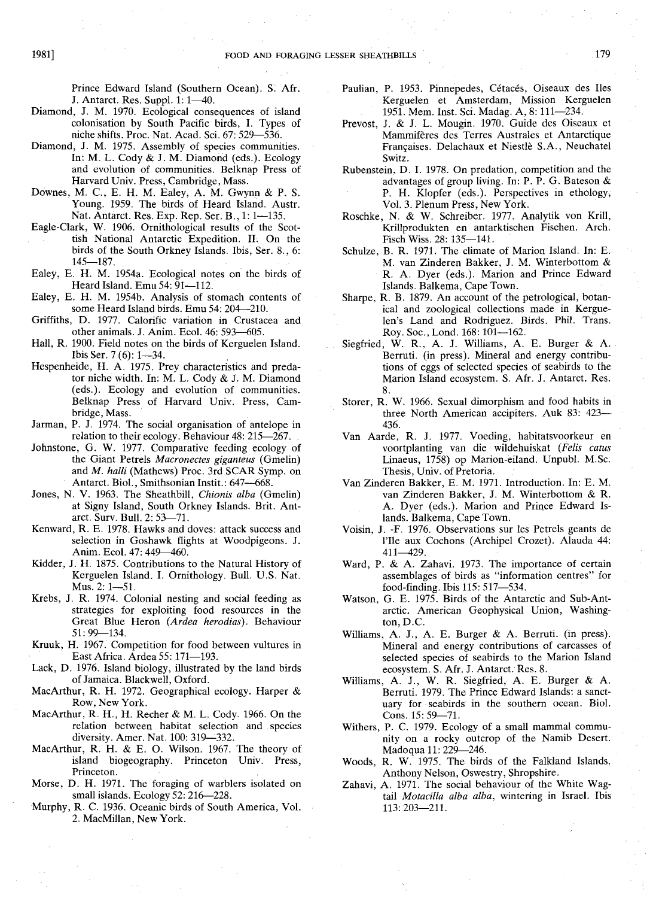Prince Edward Island (Southern Ocean). S. Afr. J. Antarct. Res. Suppl. 1: 1—40.

Diamond, J. M. 1970. Ecological consequences of island colonisation by South Pacific birds, I. Types of niche shifts. Proc. Nat. Acad. Sci. 67: 529—536.

Diamond, J. M. 1975. Assembly of species communities. In: M. L. Cody & J. M. Diamond (eds.). Ecology and evolution of communities. Belknap Press of Harvard Univ. Press, Cambridge, Mass.

Downes, M. C., E. H. M. Ealey, A. M. Gwynn & P. S. Young. 1959. The birds of Heard Island. Austr. Nat. Antarct. Res. Exp. Rep. Ser. B., 1: 1—135.

Eagle-Clark, W. 1906. Ornithological results of the Scottish National Antarctic Expedition. II. On the birds of the South Orkney Islands. Ibis, Ser. 8., 6: 145—187.

Ealey, E. H. M. 1954a. Ecological notes on the birds of Heard Island. Emu 54: 91—112.

Ealey, E. H. M. 1954b. Analysis of stomach contents of some Heard Island birds. Emu 54: 204—210.

Griffiths, D. 1977. Calorific variation in Crustacea and other animals. J. Anim. Ecol. 46: 593—605.

Hall, R. 1900. Field notes on the birds of Kerguelen Island. Ibis Ser. 7 (6): 1—34.

Hespenheide, H. A. 1975. Prey characteristics and predator niche width. In: M. L. Cody & J. M. Diamond (eds.). Ecology and evolution of communities. Belknap Press of Harvard Univ. Press, Cambridge, Mass.

Jarman, P. J. 1974. The social organisation of antelope in relation to their ecology. Behaviour 48: 215—267.

Johnstone, G. W. 1977. Comparative feeding ecology of the Giant Petrels *Macronectes giganteus* (Gmelin) and *M. halli* (Mathews) Proc. 3rd SCAR Symp. on Antarct. Biol., Smithsonian Instit.: 647—668.

Jones, N. V. 1963. The Sheathbill, *Chionis alba* (Gmelin) at Signy Island, South Orkney Islands. Brit. Antarct. Surv. Bull. 2: 53—71.

Kenward, R. E. 1978. Hawks and doves: attack success and selection in Goshawk flights at Woodpigeons. J. Anim. Ecol. 47: 449—460.

Kidder, J. H. 1875. Contributions to the Natural History of Kerguelen Island. I. Ornithology. Bull. U.S. Nat. Mus. 2: 1—51.

Krebs, J. R. 1974. Colonial nesting and social feeding as strategies for exploiting food resources in the Great Blue Heron (*Ardea herodias*). Behaviour 51: 99—134.

Kruuk, H. 1967. Competition for food between vultures in East Africa. Ardea 55: 171—193.

Lack, D. 1976. Island biology, illustrated by the land birds of Jamaica. Blackwell, Oxford.

MacArthur, R. H. 1972. Geographical ecology. Harper & Row, New York.

MacArthur, R. H., H. Recher & M. L. Cody. 1966. On the relation between habitat selection and species diversity. Amer. Nat. 100: 319—332.

MacArthur, R. H. & E. O. Wilson. 1967. The theory of island biogeography. Princeton Univ. Press, Princeton.

Morse, D. H. 1971. The foraging of warblers isolated on small islands. Ecology 52: 216—228.

Murphy, R. C. 1936. Oceanic birds of South America, Vol. 2. MacMillan, New York.

Paulian, P. 1953. Pinnepedes, Cétacés, Oiseaux des Iles Kerguelen et Amsterdam, Mission Kerguelen 1951. Mem. Inst. Sci. Madag. A, 8: 111—234.

Prevost, J. & J. L. Mougin. 1970. Guide des Oiseaux et Mammifères des Terres Australes et Antarctique Françaises. Delachaux et Niestlè S.A., Neuchatel Switz.

Rubenstein, D. I. 1978. On predation, competition and the advantages of group living. In: P. P. G. Bateson & P. H. Klopfer (eds.). Perspectives in ethology, Vol. 3. Plenum Press, New York.

Roschke, N. & W. Schreiber. 1977. Analytik von Krill, Krillprodukten en antarktischen Fischen. Arch. Fisch Wiss. 28: 135—141.

Schulze, B. R. 1971. The climate of Marion Island. In: E. M. van Zinderen Bakker, J. M. Winterbottom & R. A. Dyer (eds.). Marion and Prince Edward Islands. Balkema, Cape Town.

Sharpe, R. B. 1879. An account of the petrological, botanical and zoological collections made in Kerguelen's Land and Rodriguez. Birds. Phil. Trans. Roy. Soc., Lond. 168: 101—162.

Siegfried, W. R., A. J. Williams, A. E. Burger & A. Berruti. (in press). Mineral and energy contributions of eggs of selected species of seabirds to the Marion Island ecosystem. S. Afr. J. Antarct. Res. 8.

Storer, R. W. 1966. Sexual dimorphism and food habits in three North American accipiters. Auk 83: 423—436.

Van Aarde, R. J. 1977. Voeding, habitatsvoorkeur en voortplanting van die wildehuiskat (*Felis catus* Linaeus, 1758) op Marion-eiland. Unpubl. M.Sc. Thesis, Univ. of Pretoria.

Van Zinderen Bakker, E. M. 1971. Introduction. In: E. M. van Zinderen Bakker, J. M. Winterbottom & R. A. Dyer (eds.). Marion and Prince Edward Islands. Balkema, Cape Town.

Voisin, J. -F. 1976. Observations sur les Petrels geants de l'Ile aux Cochons (Archipel Crozet). Alauda 44: 411—429.

Ward, P. & A. Zahavi. 1973. The importance of certain assemblages of birds as "information centres" for food-finding. Ibis 115: 517—534.

Watson, G. E. 1975. Birds of the Antarctic and Sub-Antarctic. American Geophysical Union, Washington, D.C.

Williams, A. J., A. E. Burger & A. Berruti. (in press). Mineral and energy contributions of carcasses of selected species of seabirds to the Marion Island ecosystem. S. Afr. J. Antarct. Res. 8.

Williams, A. J., W. R. Siegfried, A. E. Burger & A. Berruti. 1979. The Prince Edward Islands: a sanctuary for seabirds in the southern ocean. Biol. Cons. 15: 59—71.

Withers, P. C. 1979. Ecology of a small mammal community on a rocky outcrop of the Namib Desert. Madoqua 11: 229—246.

Woods, R. W. 1975. The birds of the Falkland Islands. Anthony Nelson, Oswestry, Shropshire.

Zahavi, A. 1971. The social behaviour of the White Wagtail *Motacilla alba alba*, wintering in Israel. Ibis 113: 203—211.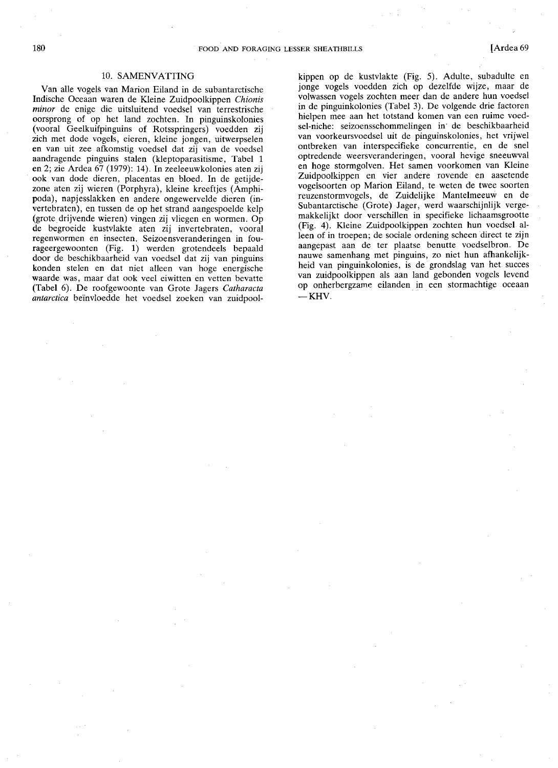## 10. SAMENVATTING

Van alle vogels van Marion Eiland in de subantarctische Indische Oceaan waren de Kleine Zuidpoolkippen *Chionis minor* de enige die uitsluitend voedsel van terrestrische oorsprong of op het land zochten. In pinguinskolonies (vooral Geelkuifpinguins of Rotsspringers) voedden zij zich met dode vogels, eieren, kleine jongen, uitwerpselen en van uit zee afkomstig voedsel dat zij van de voedsel aandragende pinguins stalen (kleptoparasitisme, Tabel 1 en 2; zie Ardea 67 (1979): 14). In zeeleeuwkolonies aten zij ook van dode dieren, placentas en bloed. In de getijdezone aten zij wieren (Porphyra), kleine kreeftjes (Amphipoda), napjesslakken en andere ongewervelde dieren (invertebraten), en tussen de op het strand aangespoelde kelp (grote drijvende wieren) vingen zij vliegen en wormen. Op de begroeide kustvlakte aten zij invertebraten, vooral regenwormen en insecten. Seizoensveranderingen in fourageergewoonten (Fig. 1) werden grotendeels bepaald door de beschikbaarheid van voedsel dat zij van pinguins konden stelen en dat niet alleen van hoge energische waarde was, maar dat ook veel eiwitten en vetten bevatte (Tabel 6). De roofgewoonte van Grote Jagers *Catharacta antarctica* beïnvloedde het voedsel zoeken van zuidpoolkippen op de kustvlakte (Fig. 5). Adulte, subadulte en jonge vogels voedden zich op dezelfde wijze, maar de volwassen vogels zochten meer dan de andere hun voedsel in de pinguinkolonies (Tabel 3). De volgende drie factoren hielpen mee aan het totstand komen van een ruime voedsel-niche: seizoensschommelingen in de beschikbaarheid van voorkeursvoedsel uit de pinguinskolonies, het vrijwel ontbreken van interspecifieke concurrentie, en de snel optredende weersveranderingen, vooral hevige sneeuwval en hoge stormgolven. Het samen voorkomen van Kleine Zuidpoolkippen en vier andere rovende en aasetende vogelsoorten op Marion Eiland, te weten de twee soorten reuzenstormvogels, de Zuidelijke Mantelmeeuw en de Subantarctische (Grote) Jager, werd waarschijnlijk vergemakkelijkt door verschillen in specifieke lichaamsgrootte (Fig. 4). Kleine Zuidpoolkippen zochten hun voedsel alleen of in troepen; de sociale ordening scheen direct te zijn aangepast aan de ter plaatse benutte voedselbron. De nauwe samenhang met pinguins, zo niet hun afhankelijkheid van pinguinkolonies, is de grondslag van het succes van zuidpoolkippen als aan land gebonden vogels levend op onherbergzame eilanden in een stormachtige oceaan — KHV.